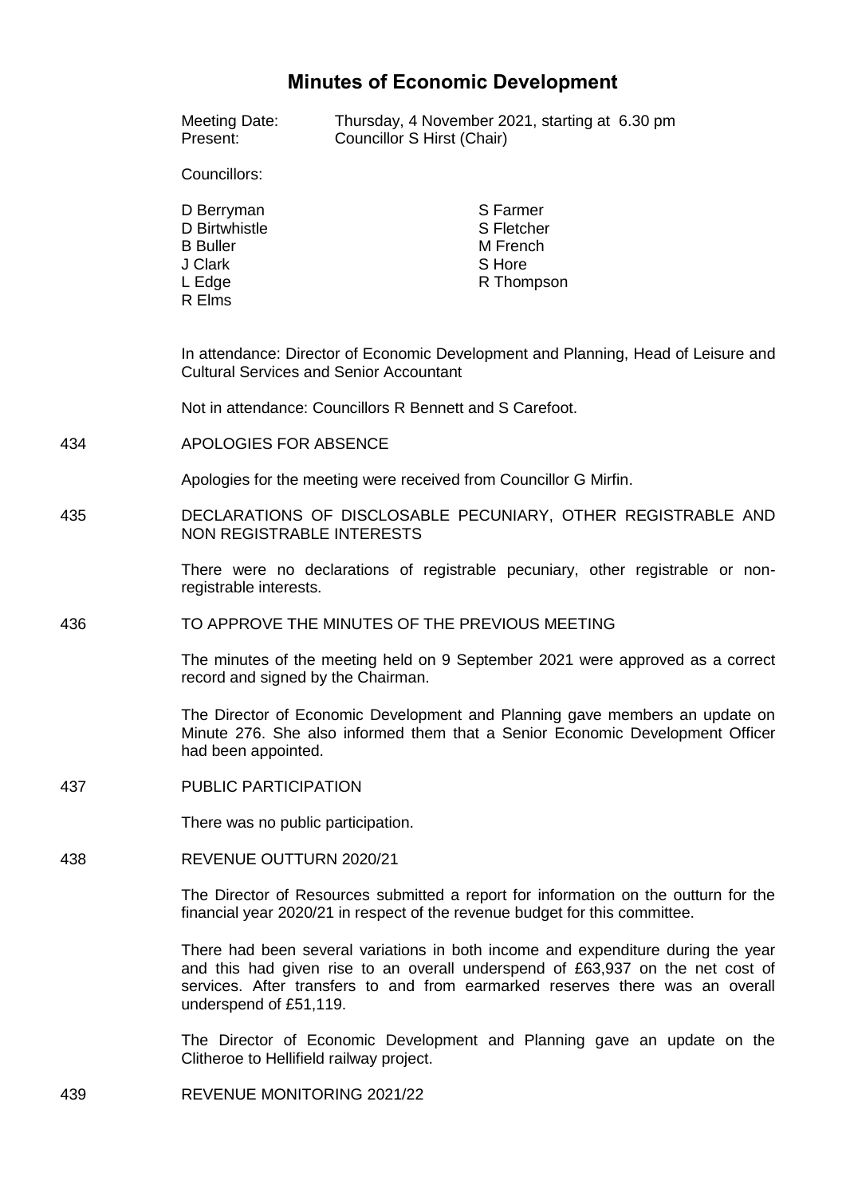# Minutes of Economic Development

Meeting Date: Thursday, 4 November 2021, starting at 6.30 pm
Present: Councillor S Hirst (Chair)

Councillors:

D Berryman
D Birtwhistle
B Buller
J Clark
L Edge
R Elms
S Farmer
S Fletcher
M French
S Hore
R Thompson

In attendance: Director of Economic Development and Planning, Head of Leisure and Cultural Services and Senior Accountant

Not in attendance: Councillors R Bennett and S Carefoot.

434 APOLOGIES FOR ABSENCE

Apologies for the meeting were received from Councillor G Mirfin.

435 DECLARATIONS OF DISCLOSABLE PECUNIARY, OTHER REGISTRABLE AND NON REGISTRABLE INTERESTS

There were no declarations of registrable pecuniary, other registrable or non-registrable interests.

436 TO APPROVE THE MINUTES OF THE PREVIOUS MEETING

The minutes of the meeting held on 9 September 2021 were approved as a correct record and signed by the Chairman.

The Director of Economic Development and Planning gave members an update on Minute 276. She also informed them that a Senior Economic Development Officer had been appointed.

437 PUBLIC PARTICIPATION

There was no public participation.

438 REVENUE OUTTURN 2020/21

The Director of Resources submitted a report for information on the outturn for the financial year 2020/21 in respect of the revenue budget for this committee.

There had been several variations in both income and expenditure during the year and this had given rise to an overall underspend of £63,937 on the net cost of services. After transfers to and from earmarked reserves there was an overall underspend of £51,119.

The Director of Economic Development and Planning gave an update on the Clitheroe to Hellifield railway project.

439 REVENUE MONITORING 2021/22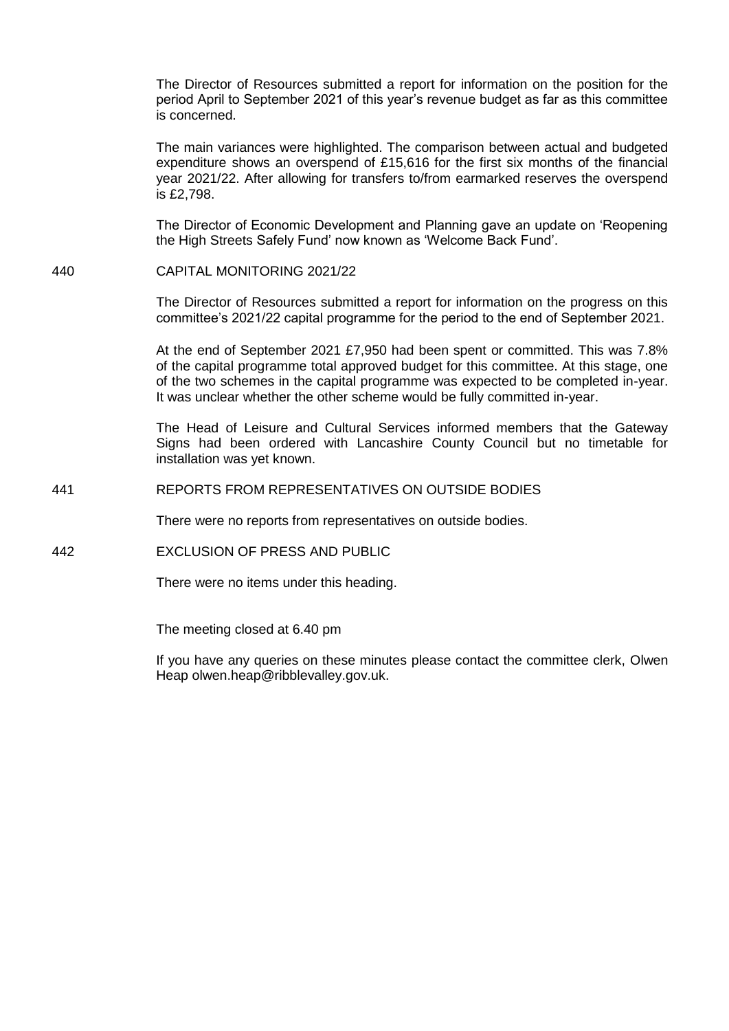The Director of Resources submitted a report for information on the position for the period April to September 2021 of this year's revenue budget as far as this committee is concerned.

The main variances were highlighted. The comparison between actual and budgeted expenditure shows an overspend of £15,616 for the first six months of the financial year 2021/22. After allowing for transfers to/from earmarked reserves the overspend is £2,798.

The Director of Economic Development and Planning gave an update on 'Reopening the High Streets Safely Fund' now known as 'Welcome Back Fund'.

440 CAPITAL MONITORING 2021/22

The Director of Resources submitted a report for information on the progress on this committee's 2021/22 capital programme for the period to the end of September 2021.

At the end of September 2021 £7,950 had been spent or committed. This was 7.8% of the capital programme total approved budget for this committee. At this stage, one of the two schemes in the capital programme was expected to be completed in-year. It was unclear whether the other scheme would be fully committed in-year.

The Head of Leisure and Cultural Services informed members that the Gateway Signs had been ordered with Lancashire County Council but no timetable for installation was yet known.

441 REPORTS FROM REPRESENTATIVES ON OUTSIDE BODIES

There were no reports from representatives on outside bodies.

442 EXCLUSION OF PRESS AND PUBLIC

There were no items under this heading.

The meeting closed at 6.40 pm

If you have any queries on these minutes please contact the committee clerk, Olwen Heap olwen.heap@ribblevalley.gov.uk.